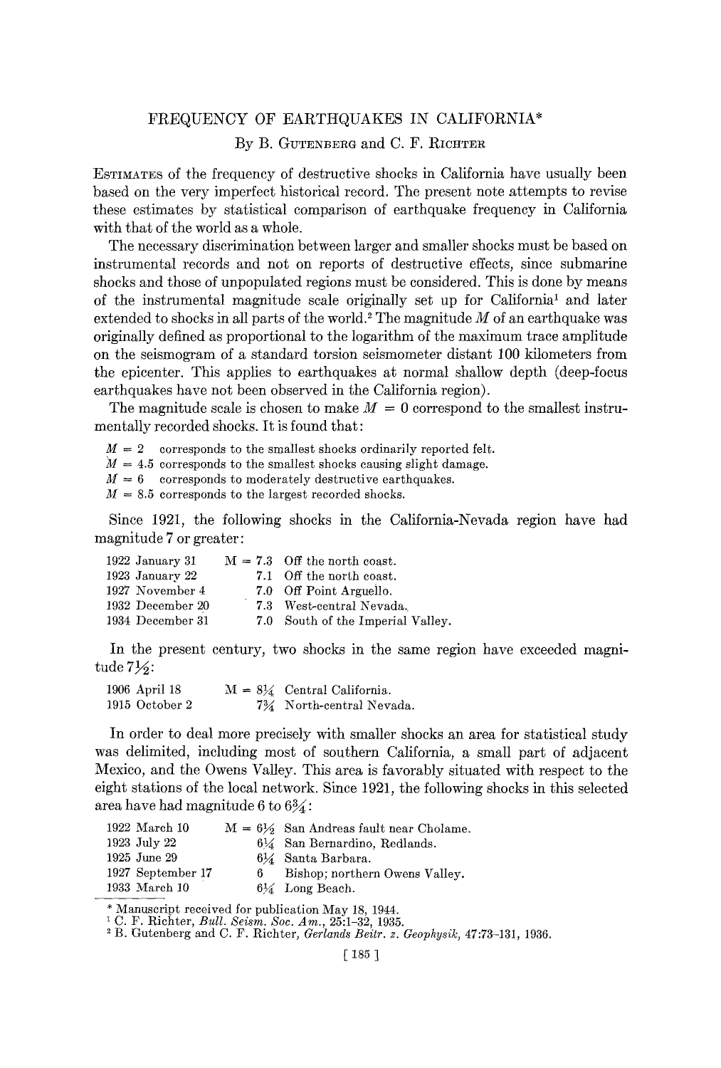# FREQUENCY OF EARTHQUAKES IN CALIFORNIA*

By B. GUTENBERG and C. F. RICHTER

ESTIMATES of the frequency of destructive shocks in California have usually been based on the very imperfect historical record. The present note attempts to revise these estimates by statistical comparison of earthquake frequency in California with that of the world as a whole.

The necessary discrimination between larger and smaller shocks must be based on instrumental records and not on reports of destructive effects, since submarine shocks and those of unpopulated regions must be considered. This is done by means of the instrumental magnitude scale originally set up for California[1] and later extended to shocks in all parts of the world.[2] The magnitude $M$ of an earthquake was originally defined as proportional to the logarithm of the maximum trace amplitude on the seismogram of a standard torsion seismometer distant 100 kilometers from the epicenter. This applies to earthquakes at normal shallow depth (deep-focus earthquakes have not been observed in the California region).

The magnitude scale is chosen to make $M = 0$ correspond to the smallest instrumentally recorded shocks. It is found that:

$M = 2$ corresponds to the smallest shocks ordinarily reported felt.
$M = 4.5$ corresponds to the smallest shocks causing slight damage.
$M = 6$ corresponds to moderately destructive earthquakes.
$M = 8.5$ corresponds to the largest recorded shocks.

Since 1921, the following shocks in the California-Nevada region have had magnitude 7 or greater:

| | | |
|---|---|---|
| 1922 January 31 | M = 7.3 | Off the north coast. |
| 1923 January 22 | 7.1 | Off the north coast. |
| 1927 November 4 | 7.0 | Off Point Arguello. |
| 1932 December 20 | 7.3 | West-central Nevada. |
| 1934 December 31 | 7.0 | South of the Imperial Valley. |

In the present century, two shocks in the same region have exceeded magnitude 7½:

| | | |
|---|---|---|
| 1906 April 18 | M = 8¼ | Central California. |
| 1915 October 2 | 7¾ | North-central Nevada. |

In order to deal more precisely with smaller shocks an area for statistical study was delimited, including most of southern California, a small part of adjacent Mexico, and the Owens Valley. This area is favorably situated with respect to the eight stations of the local network. Since 1921, the following shocks in this selected area have had magnitude 6 to 6¾:

| | | |
|---|---|---|
| 1922 March 10 | M = 6½ | San Andreas fault near Cholame. |
| 1923 July 22 | 6¼ | San Bernardino, Redlands. |
| 1925 June 29 | 6¼ | Santa Barbara. |
| 1927 September 17 | 6 | Bishop; northern Owens Valley. |
| 1933 March 10 | 6¼ | Long Beach. |

\* Manuscript received for publication May 18, 1944.

[1] C. F. Richter, *Bull. Seism. Soc. Am.*, 25:1–32, 1935.

[2] B. Gutenberg and C. F. Richter, *Gerlands Beitr. z. Geophysik*, 47:73–131, 1936.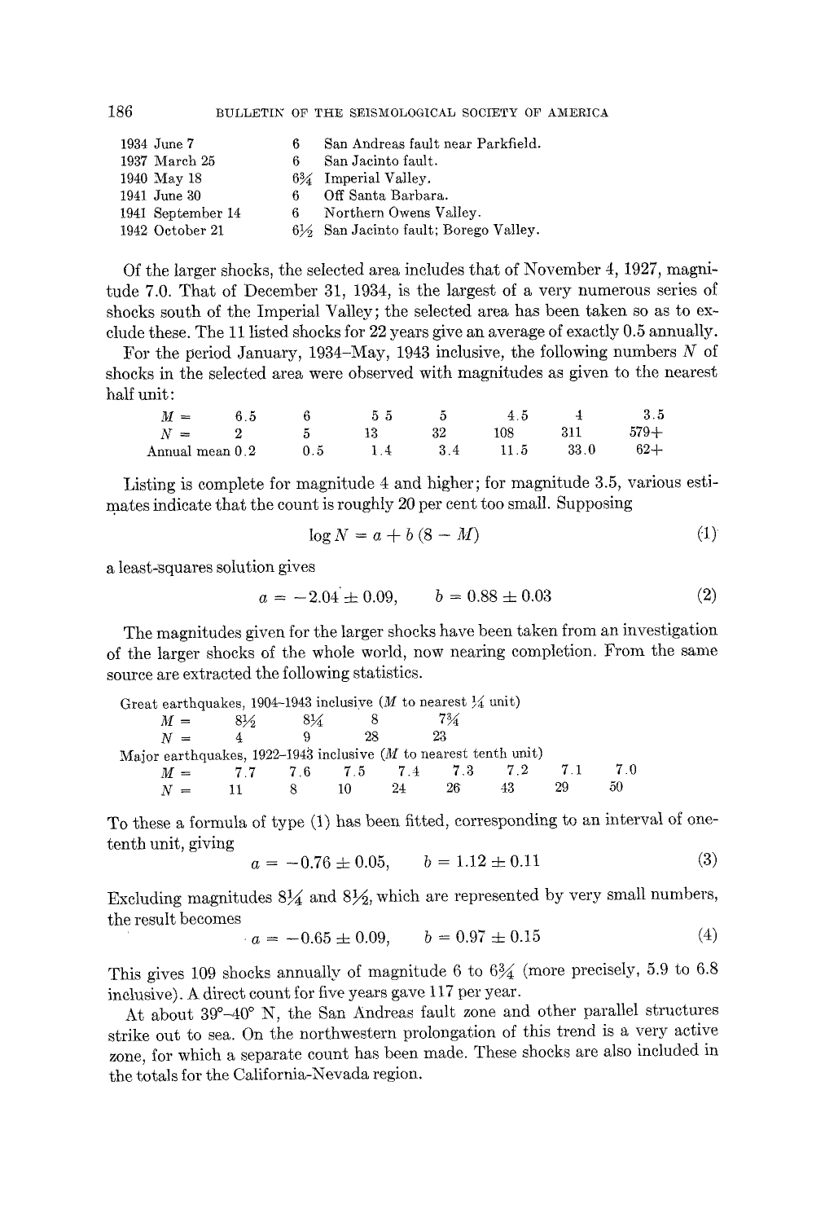| | | |
|---|---|---|
| 1934 June 7 | 6 | San Andreas fault near Parkfield. |
| 1937 March 25 | 6 | San Jacinto fault. |
| 1940 May 18 | 6¾ | Imperial Valley. |
| 1941 June 30 | 6 | Off Santa Barbara. |
| 1941 September 14 | 6 | Northern Owens Valley. |
| 1942 October 21 | 6½ | San Jacinto fault; Borego Valley. |

Of the larger shocks, the selected area includes that of November 4, 1927, magnitude 7.0. That of December 31, 1934, is the largest of a very numerous series of shocks south of the Imperial Valley; the selected area has been taken so as to exclude these. The 11 listed shocks for 22 years give an average of exactly 0.5 annually.

For the period January, 1934–May, 1943 inclusive, the following numbers $N$ of shocks in the selected area were observed with magnitudes as given to the nearest half unit:

| $M =$ | 6.5 | 6 | 5.5 | 5 | 4.5 | 4 | 3.5 |
|---|---|---|---|---|---|---|---|
| $N =$ | 2 | 5 | 13 | 32 | 108 | 311 | 579+ |
| Annual mean | 0.2 | 0.5 | 1.4 | 3.4 | 11.5 | 33.0 | 62+ |

Listing is complete for magnitude 4 and higher; for magnitude 3.5, various estimates indicate that the count is roughly 20 per cent too small. Supposing

$$\log N = a + b\,(8 - M) \tag{1}$$

a least-squares solution gives

$$a = -2.04 \pm 0.09, \qquad b = 0.88 \pm 0.03 \tag{2}$$

The magnitudes given for the larger shocks have been taken from an investigation of the larger shocks of the whole world, now nearing completion. From the same source are extracted the following statistics.

Great earthquakes, 1904–1943 inclusive ($M$ to nearest ¼ unit)

| $M =$ | 8½ | 8¼ | 8 | 7¾ |
|---|---|---|---|---|
| $N =$ | 4 | 9 | 28 | 23 |

Major earthquakes, 1922–1943 inclusive ($M$ to nearest tenth unit)

| $M =$ | 7.7 | 7.6 | 7.5 | 7.4 | 7.3 | 7.2 | 7.1 | 7.0 |
|---|---|---|---|---|---|---|---|---|
| $N =$ | 11 | 8 | 10 | 24 | 26 | 43 | 29 | 50 |

To these a formula of type (1) has been fitted, corresponding to an interval of one-tenth unit, giving

$$a = -0.76 \pm 0.05, \qquad b = 1.12 \pm 0.11 \tag{3}$$

Excluding magnitudes 8¼ and 8½, which are represented by very small numbers, the result becomes

$$a = -0.65 \pm 0.09, \qquad b = 0.97 \pm 0.15 \tag{4}$$

This gives 109 shocks annually of magnitude 6 to 6¾ (more precisely, 5.9 to 6.8 inclusive). A direct count for five years gave 117 per year.

At about 39°–40° N, the San Andreas fault zone and other parallel structures strike out to sea. On the northwestern prolongation of this trend is a very active zone, for which a separate count has been made. These shocks are also included in the totals for the California-Nevada region.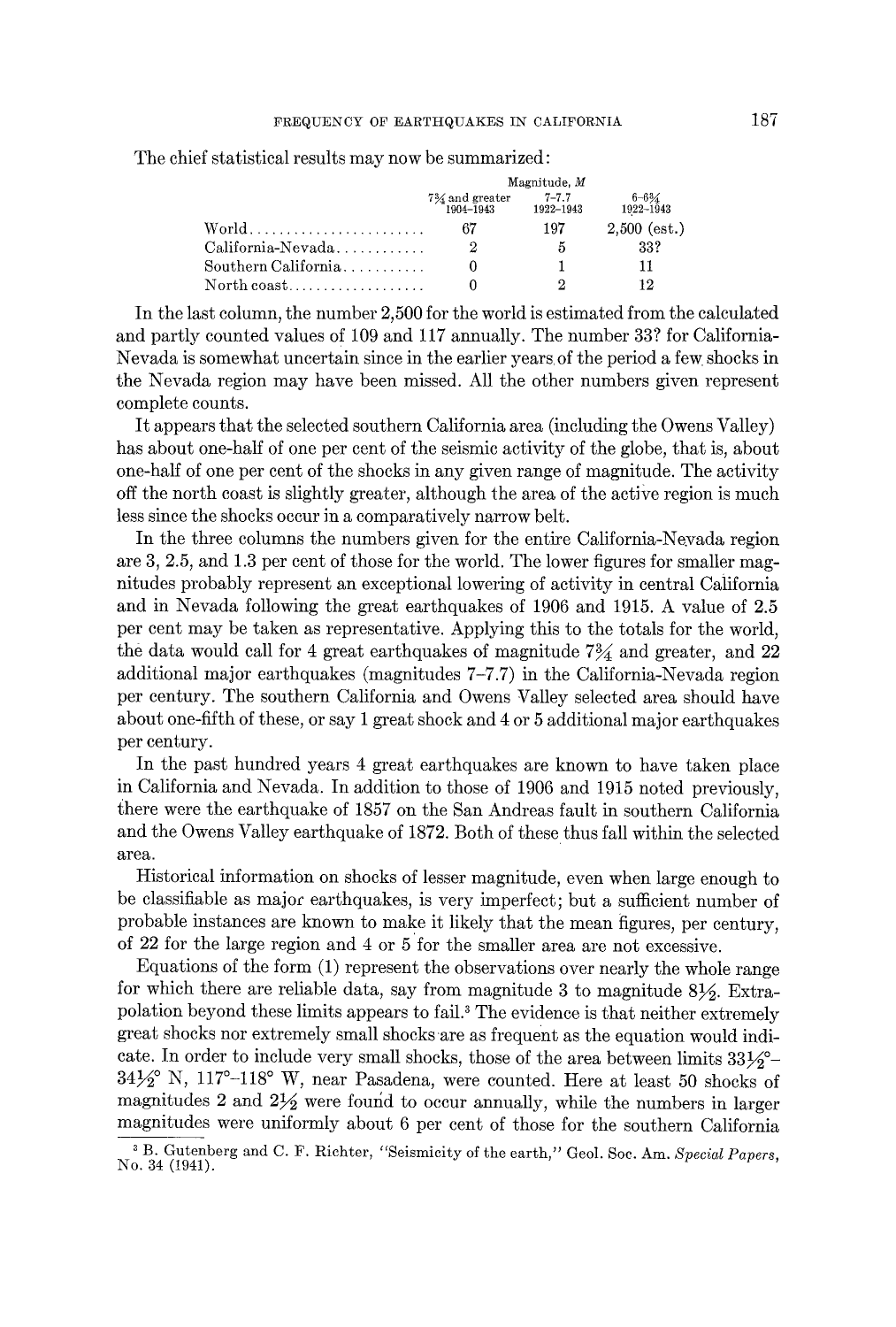The chief statistical results may now be summarized:

| | Magnitude, $M$ | | |
|---|---|---|---|
| | $7\frac{3}{4}$ and greater 1904–1943 | 7–7.7 1922–1943 | 6–$6\frac{3}{4}$ 1922–1943 |
| World | 67 | 197 | 2,500 (est.) |
| California-Nevada | 2 | 5 | 33? |
| Southern California | 0 | 1 | 11 |
| North coast | 0 | 2 | 12 |

In the last column, the number 2,500 for the world is estimated from the calculated and partly counted values of 109 and 117 annually. The number 33? for California-Nevada is somewhat uncertain since in the earlier years of the period a few shocks in the Nevada region may have been missed. All the other numbers given represent complete counts.

It appears that the selected southern California area (including the Owens Valley) has about one-half of one per cent of the seismic activity of the globe, that is, about one-half of one per cent of the shocks in any given range of magnitude. The activity off the north coast is slightly greater, although the area of the active region is much less since the shocks occur in a comparatively narrow belt.

In the three columns the numbers given for the entire California-Nevada region are 3, 2.5, and 1.3 per cent of those for the world. The lower figures for smaller magnitudes probably represent an exceptional lowering of activity in central California and in Nevada following the great earthquakes of 1906 and 1915. A value of 2.5 per cent may be taken as representative. Applying this to the totals for the world, the data would call for 4 great earthquakes of magnitude $7\frac{3}{4}$ and greater, and 22 additional major earthquakes (magnitudes 7–7.7) in the California-Nevada region per century. The southern California and Owens Valley selected area should have about one-fifth of these, or say 1 great shock and 4 or 5 additional major earthquakes per century.

In the past hundred years 4 great earthquakes are known to have taken place in California and Nevada. In addition to those of 1906 and 1915 noted previously, there were the earthquake of 1857 on the San Andreas fault in southern California and the Owens Valley earthquake of 1872. Both of these thus fall within the selected area.

Historical information on shocks of lesser magnitude, even when large enough to be classifiable as major earthquakes, is very imperfect; but a sufficient number of probable instances are known to make it likely that the mean figures, per century, of 22 for the large region and 4 or 5 for the smaller area are not excessive.

Equations of the form (1) represent the observations over nearly the whole range for which there are reliable data, say from magnitude 3 to magnitude $8\frac{1}{2}$. Extrapolation beyond these limits appears to fail.[3] The evidence is that neither extremely great shocks nor extremely small shocks are as frequent as the equation would indicate. In order to include very small shocks, those of the area between limits $33\frac{1}{2}°$–$34\frac{1}{2}°$ N, 117°–118° W, near Pasadena, were counted. Here at least 50 shocks of magnitudes 2 and $2\frac{1}{2}$ were found to occur annually, while the numbers in larger magnitudes were uniformly about 6 per cent of those for the southern California

[3] B. Gutenberg and C. F. Richter, "Seismicity of the earth," Geol. Soc. Am. *Special Papers*, No. 34 (1941).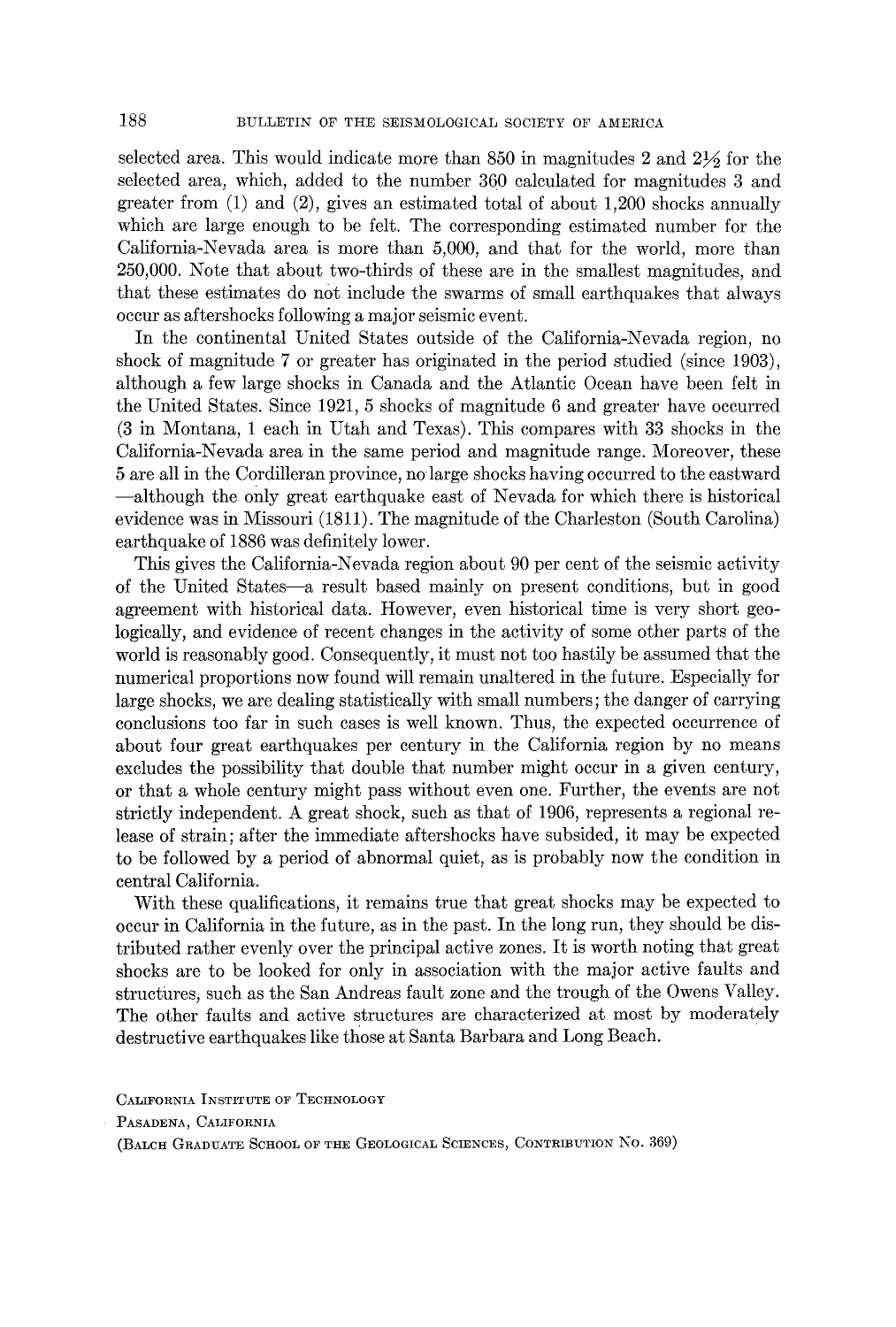selected area. This would indicate more than 850 in magnitudes 2 and $2\frac{1}{2}$ for the selected area, which, added to the number 360 calculated for magnitudes 3 and greater from (1) and (2), gives an estimated total of about 1,200 shocks annually which are large enough to be felt. The corresponding estimated number for the California-Nevada area is more than 5,000, and that for the world, more than 250,000. Note that about two-thirds of these are in the smallest magnitudes, and that these estimates do not include the swarms of small earthquakes that always occur as aftershocks following a major seismic event.

In the continental United States outside of the California-Nevada region, no shock of magnitude 7 or greater has originated in the period studied (since 1903), although a few large shocks in Canada and the Atlantic Ocean have been felt in the United States. Since 1921, 5 shocks of magnitude 6 and greater have occurred (3 in Montana, 1 each in Utah and Texas). This compares with 33 shocks in the California-Nevada area in the same period and magnitude range. Moreover, these 5 are all in the Cordilleran province, no large shocks having occurred to the eastward —although the only great earthquake east of Nevada for which there is historical evidence was in Missouri (1811). The magnitude of the Charleston (South Carolina) earthquake of 1886 was definitely lower.

This gives the California-Nevada region about 90 per cent of the seismic activity of the United States—a result based mainly on present conditions, but in good agreement with historical data. However, even historical time is very short geologically, and evidence of recent changes in the activity of some other parts of the world is reasonably good. Consequently, it must not too hastily be assumed that the numerical proportions now found will remain unaltered in the future. Especially for large shocks, we are dealing statistically with small numbers; the danger of carrying conclusions too far in such cases is well known. Thus, the expected occurrence of about four great earthquakes per century in the California region by no means excludes the possibility that double that number might occur in a given century, or that a whole century might pass without even one. Further, the events are not strictly independent. A great shock, such as that of 1906, represents a regional release of strain; after the immediate aftershocks have subsided, it may be expected to be followed by a period of abnormal quiet, as is probably now the condition in central California.

With these qualifications, it remains true that great shocks may be expected to occur in California in the future, as in the past. In the long run, they should be distributed rather evenly over the principal active zones. It is worth noting that great shocks are to be looked for only in association with the major active faults and structures, such as the San Andreas fault zone and the trough of the Owens Valley. The other faults and active structures are characterized at most by moderately destructive earthquakes like those at Santa Barbara and Long Beach.

CALIFORNIA INSTITUTE OF TECHNOLOGY
PASADENA, CALIFORNIA
(BALCH GRADUATE SCHOOL OF THE GEOLOGICAL SCIENCES, CONTRIBUTION NO. 369)